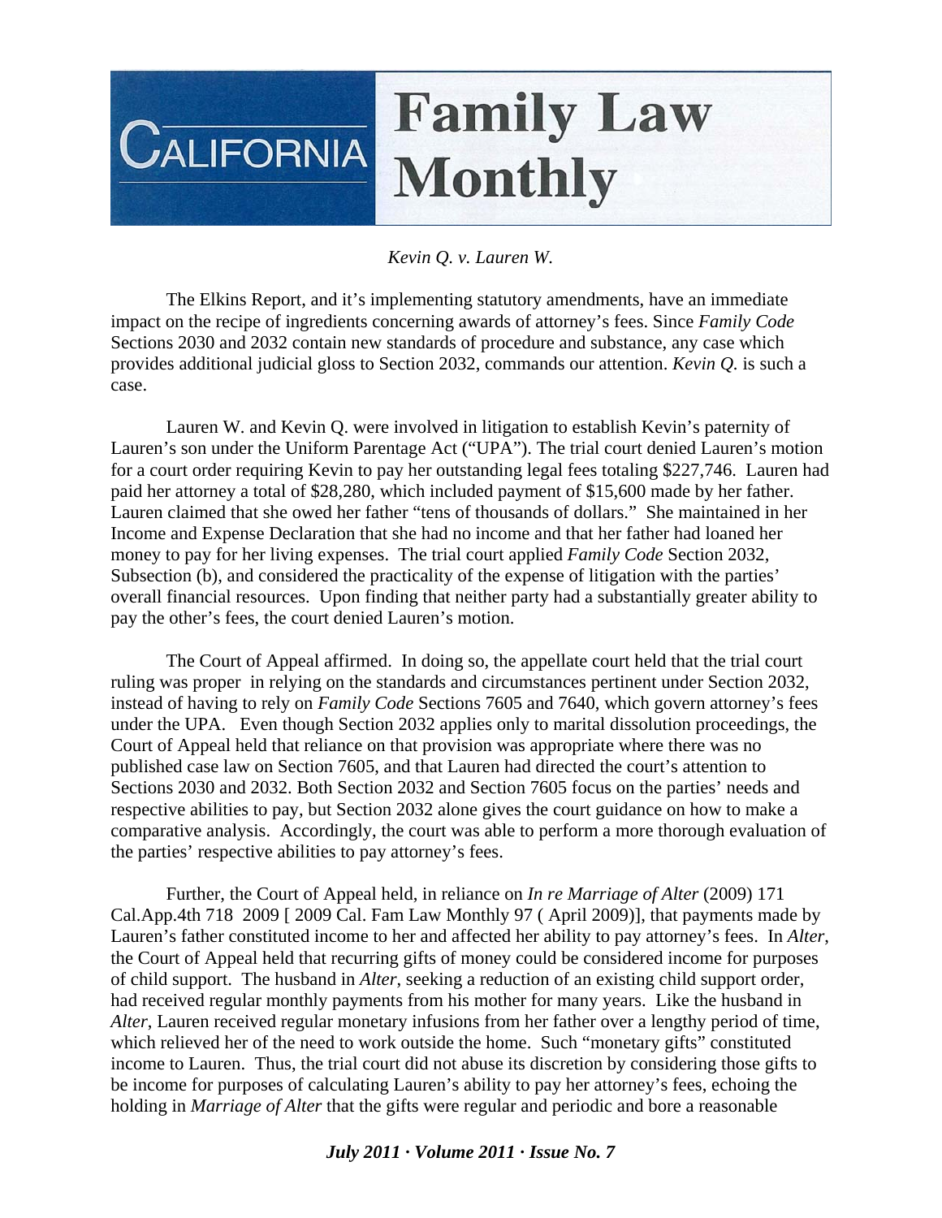# California Family Law Monthly

*Kevin Q. v. Lauren W.*

The Elkins Report, and it's implementing statutory amendments, have an immediate impact on the recipe of ingredients concerning awards of attorney's fees. Since *Family Code* Sections 2030 and 2032 contain new standards of procedure and substance, any case which provides additional judicial gloss to Section 2032, commands our attention. *Kevin Q.* is such a case.

Lauren W. and Kevin Q. were involved in litigation to establish Kevin's paternity of Lauren's son under the Uniform Parentage Act ("UPA"). The trial court denied Lauren's motion for a court order requiring Kevin to pay her outstanding legal fees totaling $227,746. Lauren had paid her attorney a total of $28,280, which included payment of $15,600 made by her father. Lauren claimed that she owed her father "tens of thousands of dollars." She maintained in her Income and Expense Declaration that she had no income and that her father had loaned her money to pay for her living expenses. The trial court applied *Family Code* Section 2032, Subsection (b), and considered the practicality of the expense of litigation with the parties' overall financial resources. Upon finding that neither party had a substantially greater ability to pay the other's fees, the court denied Lauren's motion.

The Court of Appeal affirmed. In doing so, the appellate court held that the trial court ruling was proper in relying on the standards and circumstances pertinent under Section 2032, instead of having to rely on *Family Code* Sections 7605 and 7640, which govern attorney's fees under the UPA. Even though Section 2032 applies only to marital dissolution proceedings, the Court of Appeal held that reliance on that provision was appropriate where there was no published case law on Section 7605, and that Lauren had directed the court's attention to Sections 2030 and 2032. Both Section 2032 and Section 7605 focus on the parties' needs and respective abilities to pay, but Section 2032 alone gives the court guidance on how to make a comparative analysis. Accordingly, the court was able to perform a more thorough evaluation of the parties' respective abilities to pay attorney's fees.

Further, the Court of Appeal held, in reliance on *In re Marriage of Alter* (2009) 171 Cal.App.4th 718 2009 [ 2009 Cal. Fam Law Monthly 97 ( April 2009)], that payments made by Lauren's father constituted income to her and affected her ability to pay attorney's fees. In *Alter*, the Court of Appeal held that recurring gifts of money could be considered income for purposes of child support. The husband in *Alter*, seeking a reduction of an existing child support order, had received regular monthly payments from his mother for many years. Like the husband in *Alter*, Lauren received regular monetary infusions from her father over a lengthy period of time, which relieved her of the need to work outside the home. Such "monetary gifts" constituted income to Lauren. Thus, the trial court did not abuse its discretion by considering those gifts to be income for purposes of calculating Lauren's ability to pay her attorney's fees, echoing the holding in *Marriage of Alter* that the gifts were regular and periodic and bore a reasonable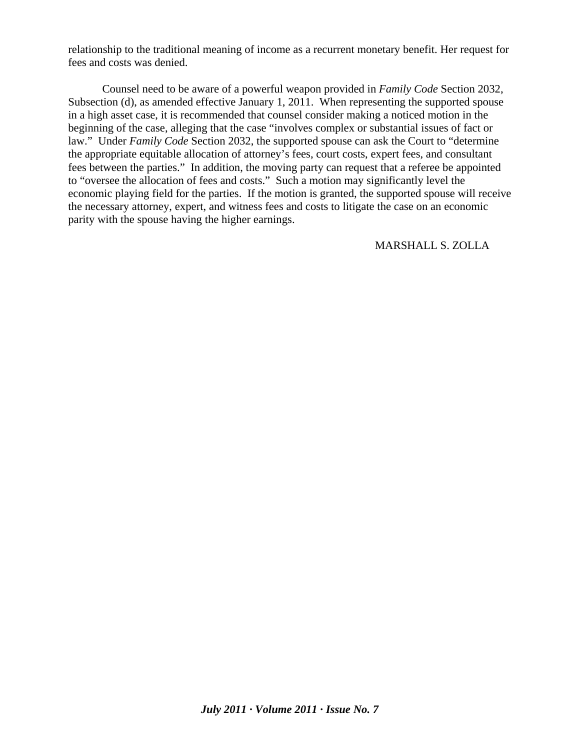relationship to the traditional meaning of income as a recurrent monetary benefit. Her request for fees and costs was denied.

Counsel need to be aware of a powerful weapon provided in *Family Code* Section 2032, Subsection (d), as amended effective January 1, 2011. When representing the supported spouse in a high asset case, it is recommended that counsel consider making a noticed motion in the beginning of the case, alleging that the case "involves complex or substantial issues of fact or law." Under *Family Code* Section 2032, the supported spouse can ask the Court to "determine the appropriate equitable allocation of attorney's fees, court costs, expert fees, and consultant fees between the parties." In addition, the moving party can request that a referee be appointed to "oversee the allocation of fees and costs." Such a motion may significantly level the economic playing field for the parties. If the motion is granted, the supported spouse will receive the necessary attorney, expert, and witness fees and costs to litigate the case on an economic parity with the spouse having the higher earnings.

MARSHALL S. ZOLLA